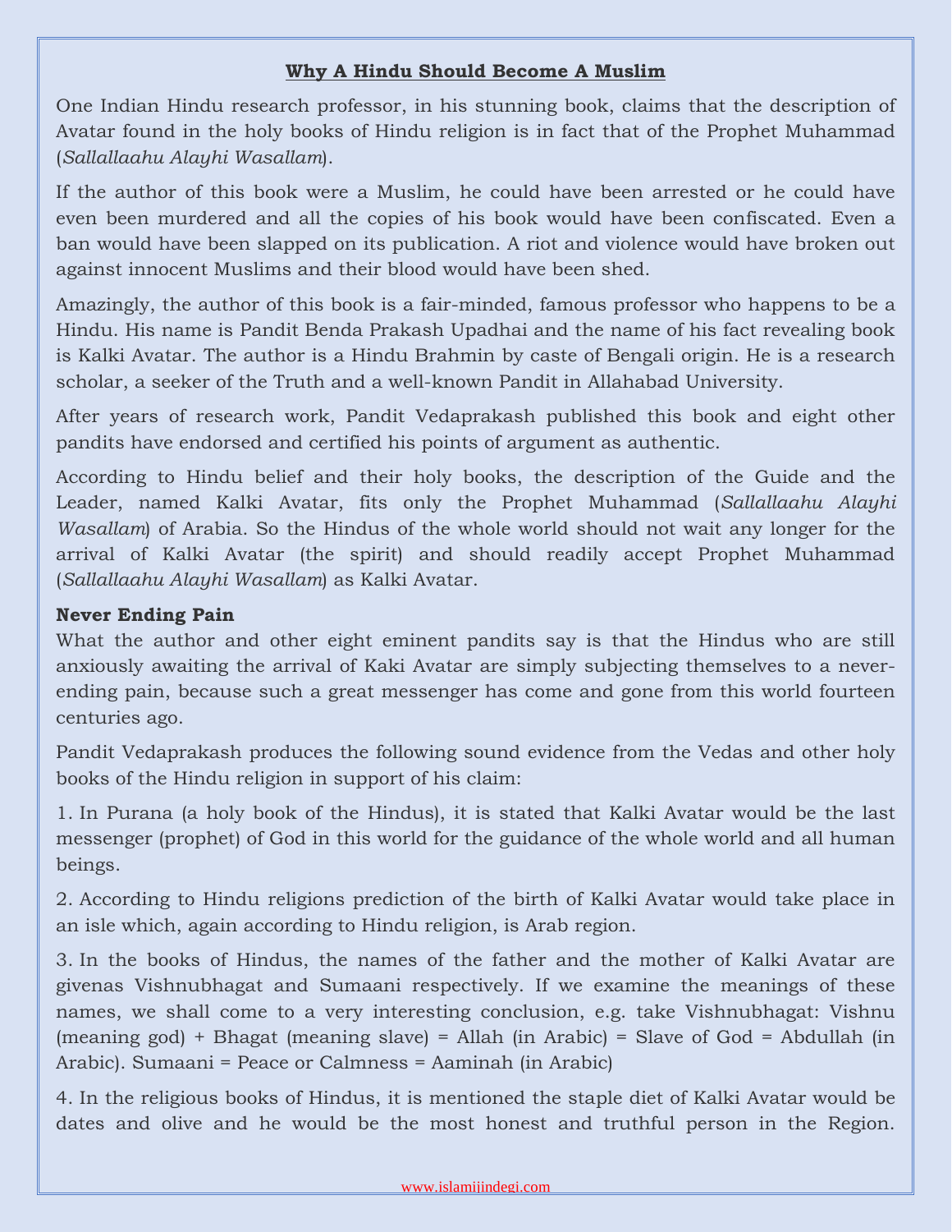## Why A Hindu Should Become A Muslim

One Indian Hindu research professor, in his stunning book, claims that the description of Avatar found in the holy books of Hindu religion is in fact that of the Prophet Muhammad (*Sallallaahu Alayhi Wasallam*).

If the author of this book were a Muslim, he could have been arrested or he could have even been murdered and all the copies of his book would have been confiscated. Even a ban would have been slapped on its publication. A riot and violence would have broken out against innocent Muslims and their blood would have been shed.

Amazingly, the author of this book is a fair-minded, famous professor who happens to be a Hindu. His name is Pandit Benda Prakash Upadhai and the name of his fact revealing book is Kalki Avatar. The author is a Hindu Brahmin by caste of Bengali origin. He is a research scholar, a seeker of the Truth and a well-known Pandit in Allahabad University.

After years of research work, Pandit Vedaprakash published this book and eight other pandits have endorsed and certified his points of argument as authentic.

According to Hindu belief and their holy books, the description of the Guide and the Leader, named Kalki Avatar, fits only the Prophet Muhammad (*Sallallaahu Alayhi Wasallam*) of Arabia. So the Hindus of the whole world should not wait any longer for the arrival of Kalki Avatar (the spirit) and should readily accept Prophet Muhammad (*Sallallaahu Alayhi Wasallam*) as Kalki Avatar.

**Never Ending Pain**

What the author and other eight eminent pandits say is that the Hindus who are still anxiously awaiting the arrival of Kaki Avatar are simply subjecting themselves to a never-ending pain, because such a great messenger has come and gone from this world fourteen centuries ago.

Pandit Vedaprakash produces the following sound evidence from the Vedas and other holy books of the Hindu religion in support of his claim:

1. In Purana (a holy book of the Hindus), it is stated that Kalki Avatar would be the last messenger (prophet) of God in this world for the guidance of the whole world and all human beings.

2. According to Hindu religions prediction of the birth of Kalki Avatar would take place in an isle which, again according to Hindu religion, is Arab region.

3. In the books of Hindus, the names of the father and the mother of Kalki Avatar are givenas Vishnubhagat and Sumaani respectively. If we examine the meanings of these names, we shall come to a very interesting conclusion, e.g. take Vishnubhagat: Vishnu (meaning god) + Bhagat (meaning slave) = Allah (in Arabic) = Slave of God = Abdullah (in Arabic). Sumaani = Peace or Calmness = Aaminah (in Arabic)

4. In the religious books of Hindus, it is mentioned the staple diet of Kalki Avatar would be dates and olive and he would be the most honest and truthful person in the Region.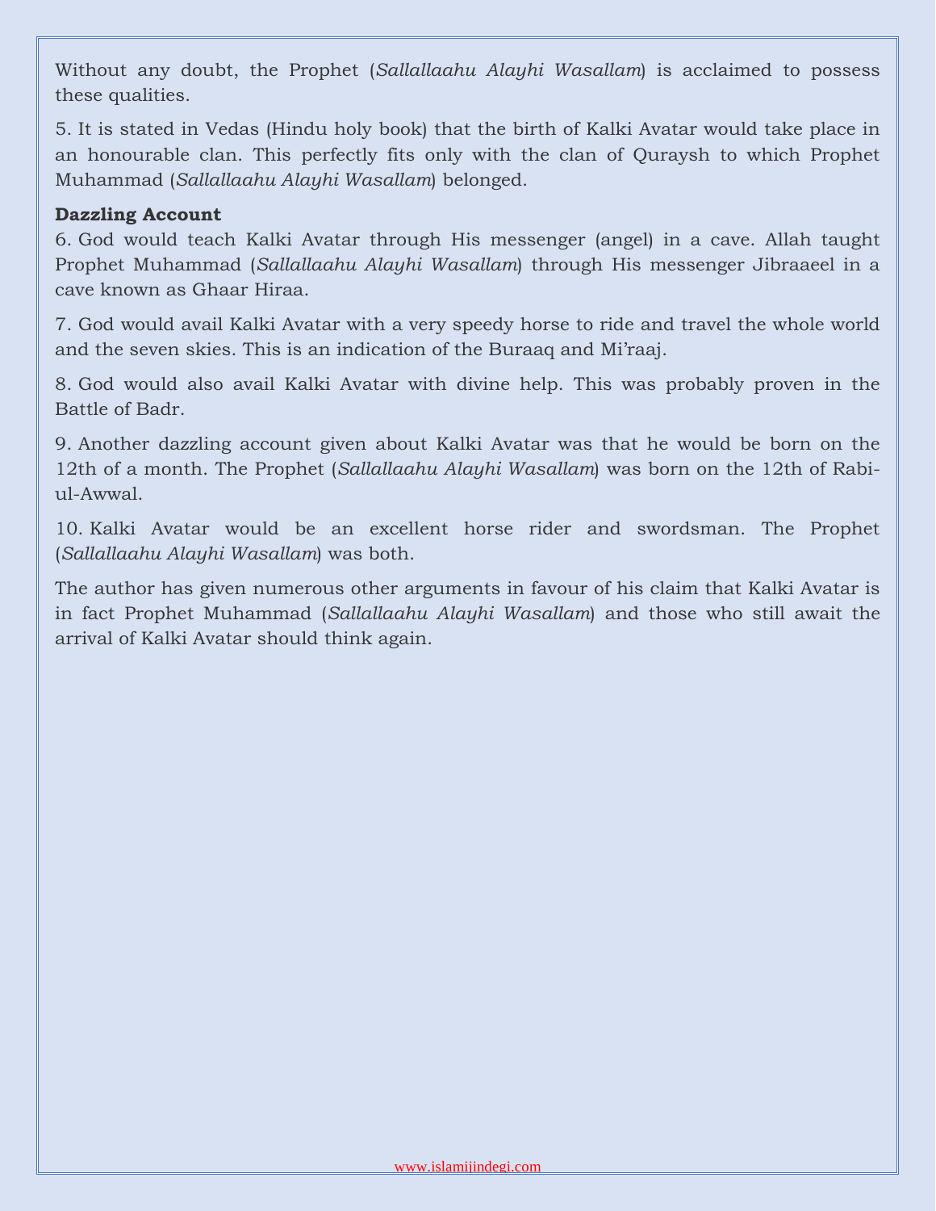Without any doubt, the Prophet (*Sallallaahu Alayhi Wasallam*) is acclaimed to possess these qualities.

5. It is stated in Vedas (Hindu holy book) that the birth of Kalki Avatar would take place in an honourable clan. This perfectly fits only with the clan of Quraysh to which Prophet Muhammad (*Sallallaahu Alayhi Wasallam*) belonged.

**Dazzling Account**

6. God would teach Kalki Avatar through His messenger (angel) in a cave. Allah taught Prophet Muhammad (*Sallallaahu Alayhi Wasallam*) through His messenger Jibraaeel in a cave known as Ghaar Hiraa.

7. God would avail Kalki Avatar with a very speedy horse to ride and travel the whole world and the seven skies. This is an indication of the Buraaq and Mi'raaj.

8. God would also avail Kalki Avatar with divine help. This was probably proven in the Battle of Badr.

9. Another dazzling account given about Kalki Avatar was that he would be born on the 12th of a month. The Prophet (*Sallallaahu Alayhi Wasallam*) was born on the 12th of Rabi-ul-Awwal.

10. Kalki Avatar would be an excellent horse rider and swordsman. The Prophet (*Sallallaahu Alayhi Wasallam*) was both.

The author has given numerous other arguments in favour of his claim that Kalki Avatar is in fact Prophet Muhammad (*Sallallaahu Alayhi Wasallam*) and those who still await the arrival of Kalki Avatar should think again.